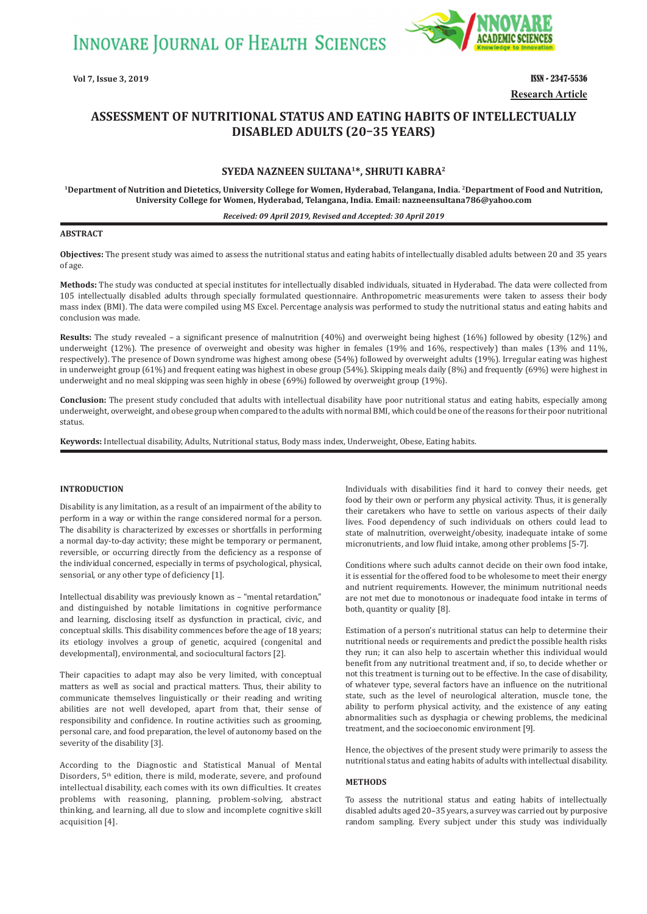**Research Article**

# ASSESSMENT OF NUTRITIONAL STATUS AND EATING HABITS OF INTELLECTUALLY DISABLED ADULTS (20–35 YEARS)

**SYEDA NAZNEEN SULTANA[1]*, SHRUTI KABRA[2]**

[1]Department of Nutrition and Dietetics, University College for Women, Hyderabad, Telangana, India. [2]Department of Food and Nutrition, University College for Women, Hyderabad, Telangana, India. Email: nazneensultana786@yahoo.com

*Received: 09 April 2019, Revised and Accepted: 30 April 2019*

## ABSTRACT

**Objectives:** The present study was aimed to assess the nutritional status and eating habits of intellectually disabled adults between 20 and 35 years of age.

**Methods:** The study was conducted at special institutes for intellectually disabled individuals, situated in Hyderabad. The data were collected from 105 intellectually disabled adults through specially formulated questionnaire. Anthropometric measurements were taken to assess their body mass index (BMI). The data were compiled using MS Excel. Percentage analysis was performed to study the nutritional status and eating habits and conclusion was made.

**Results:** The study revealed – a significant presence of malnutrition (40%) and overweight being highest (16%) followed by obesity (12%) and underweight (12%). The presence of overweight and obesity was higher in females (19% and 16%, respectively) than males (13% and 11%, respectively). The presence of Down syndrome was highest among obese (54%) followed by overweight adults (19%). Irregular eating was highest in underweight group (61%) and frequent eating was highest in obese group (54%). Skipping meals daily (8%) and frequently (69%) were highest in underweight and no meal skipping was seen highly in obese (69%) followed by overweight group (19%).

**Conclusion:** The present study concluded that adults with intellectual disability have poor nutritional status and eating habits, especially among underweight, overweight, and obese group when compared to the adults with normal BMI, which could be one of the reasons for their poor nutritional status.

**Keywords:** Intellectual disability, Adults, Nutritional status, Body mass index, Underweight, Obese, Eating habits.

## INTRODUCTION

Disability is any limitation, as a result of an impairment of the ability to perform in a way or within the range considered normal for a person. The disability is characterized by excesses or shortfalls in performing a normal day-to-day activity; these might be temporary or permanent, reversible, or occurring directly from the deficiency as a response of the individual concerned, especially in terms of psychological, physical, sensorial, or any other type of deficiency [1].

Intellectual disability was previously known as – "mental retardation," and distinguished by notable limitations in cognitive performance and learning, disclosing itself as dysfunction in practical, civic, and conceptual skills. This disability commences before the age of 18 years; its etiology involves a group of genetic, acquired (congenital and developmental), environmental, and sociocultural factors [2].

Their capacities to adapt may also be very limited, with conceptual matters as well as social and practical matters. Thus, their ability to communicate themselves linguistically or their reading and writing abilities are not well developed, apart from that, their sense of responsibility and confidence. In routine activities such as grooming, personal care, and food preparation, the level of autonomy based on the severity of the disability [3].

According to the Diagnostic and Statistical Manual of Mental Disorders, 5th edition, there is mild, moderate, severe, and profound intellectual disability, each comes with its own difficulties. It creates problems with reasoning, planning, problem-solving, abstract thinking, and learning, all due to slow and incomplete cognitive skill acquisition [4].

Individuals with disabilities find it hard to convey their needs, get food by their own or perform any physical activity. Thus, it is generally their caretakers who have to settle on various aspects of their daily lives. Food dependency of such individuals on others could lead to state of malnutrition, overweight/obesity, inadequate intake of some micronutrients, and low fluid intake, among other problems [5-7].

Conditions where such adults cannot decide on their own food intake, it is essential for the offered food to be wholesome to meet their energy and nutrient requirements. However, the minimum nutritional needs are not met due to monotonous or inadequate food intake in terms of both, quantity or quality [8].

Estimation of a person's nutritional status can help to determine their nutritional needs or requirements and predict the possible health risks they run; it can also help to ascertain whether this individual would benefit from any nutritional treatment and, if so, to decide whether or not this treatment is turning out to be effective. In the case of disability, of whatever type, several factors have an influence on the nutritional state, such as the level of neurological alteration, muscle tone, the ability to perform physical activity, and the existence of any eating abnormalities such as dysphagia or chewing problems, the medicinal treatment, and the socioeconomic environment [9].

Hence, the objectives of the present study were primarily to assess the nutritional status and eating habits of adults with intellectual disability.

## METHODS

To assess the nutritional status and eating habits of intellectually disabled adults aged 20–35 years, a survey was carried out by purposive random sampling. Every subject under this study was individually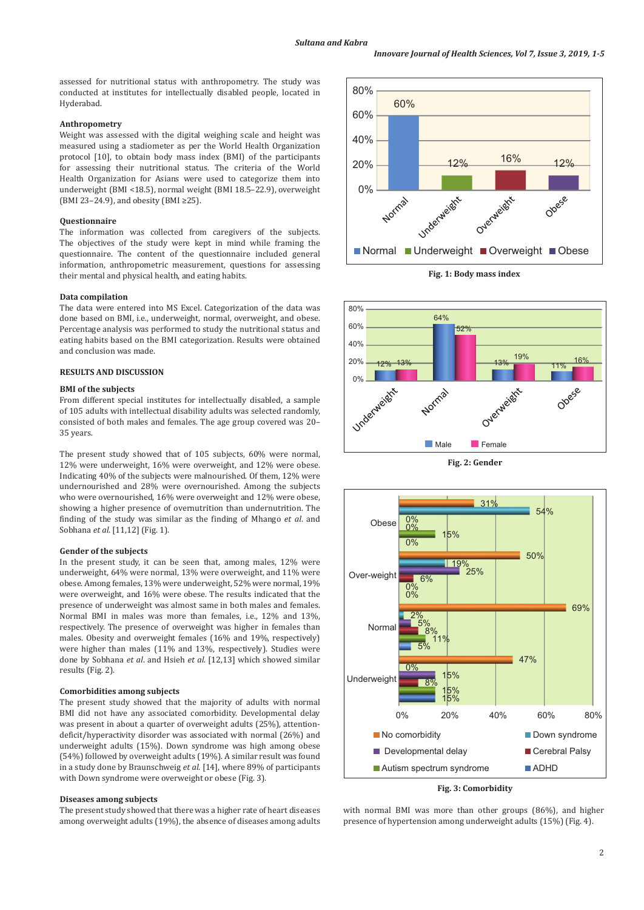assessed for nutritional status with anthropometry. The study was conducted at institutes for intellectually disabled people, located in Hyderabad.

### Anthropometry

Weight was assessed with the digital weighing scale and height was measured using a stadiometer as per the World Health Organization protocol [10], to obtain body mass index (BMI) of the participants for assessing their nutritional status. The criteria of the World Health Organization for Asians were used to categorize them into underweight (BMI <18.5), normal weight (BMI 18.5–22.9), overweight (BMI 23–24.9), and obesity (BMI ≥25).

### Questionnaire

The information was collected from caregivers of the subjects. The objectives of the study were kept in mind while framing the questionnaire. The content of the questionnaire included general information, anthropometric measurement, questions for assessing their mental and physical health, and eating habits.

### Data compilation

The data were entered into MS Excel. Categorization of the data was done based on BMI, i.e., underweight, normal, overweight, and obese. Percentage analysis was performed to study the nutritional status and eating habits based on the BMI categorization. Results were obtained and conclusion was made.

## RESULTS AND DISCUSSION

### BMI of the subjects

From different special institutes for intellectually disabled, a sample of 105 adults with intellectual disability adults was selected randomly, consisted of both males and females. The age group covered was 20–35 years.

The present study showed that of 105 subjects, 60% were normal, 12% were underweight, 16% were overweight, and 12% were obese. Indicating 40% of the subjects were malnourished. Of them, 12% were undernourished and 28% were overnourished. Among the subjects who were overnourished, 16% were overweight and 12% were obese, showing a higher presence of overnutrition than undernutrition. The finding of the study was similar as the finding of Mhango *et al.* and Sobhana *et al.* [11,12] (Fig. 1).

### Gender of the subjects

In the present study, it can be seen that, among males, 12% were underweight, 64% were normal, 13% were overweight, and 11% were obese. Among females, 13% were underweight, 52% were normal, 19% were overweight, and 16% were obese. The results indicated that the presence of underweight was almost same in both males and females. Normal BMI in males was more than females, i.e., 12% and 13%, respectively. The presence of overweight was higher in females than males. Obesity and overweight females (16% and 19%, respectively) were higher than males (11% and 13%, respectively). Studies were done by Sobhana *et al.* and Hsieh *et al.* [12,13] which showed similar results (Fig. 2).

### Comorbidities among subjects

The present study showed that the majority of adults with normal BMI did not have any associated comorbidity. Developmental delay was present in about a quarter of overweight adults (25%), attention-deficit/hyperactivity disorder was associated with normal (26%) and underweight adults (15%). Down syndrome was high among obese (54%) followed by overweight adults (19%). A similar result was found in a study done by Braunschweig *et al.* [14], where 89% of participants with Down syndrome were overweight or obese (Fig. 3).

### Diseases among subjects

The present study showed that there was a higher rate of heart diseases among overweight adults (19%), the absence of diseases among adults with normal BMI was more than other groups (86%), and higher presence of hypertension among underweight adults (15%) (Fig. 4).

**Fig. 1: Body mass index**

**Fig. 2: Gender**

**Fig. 3: Comorbidity**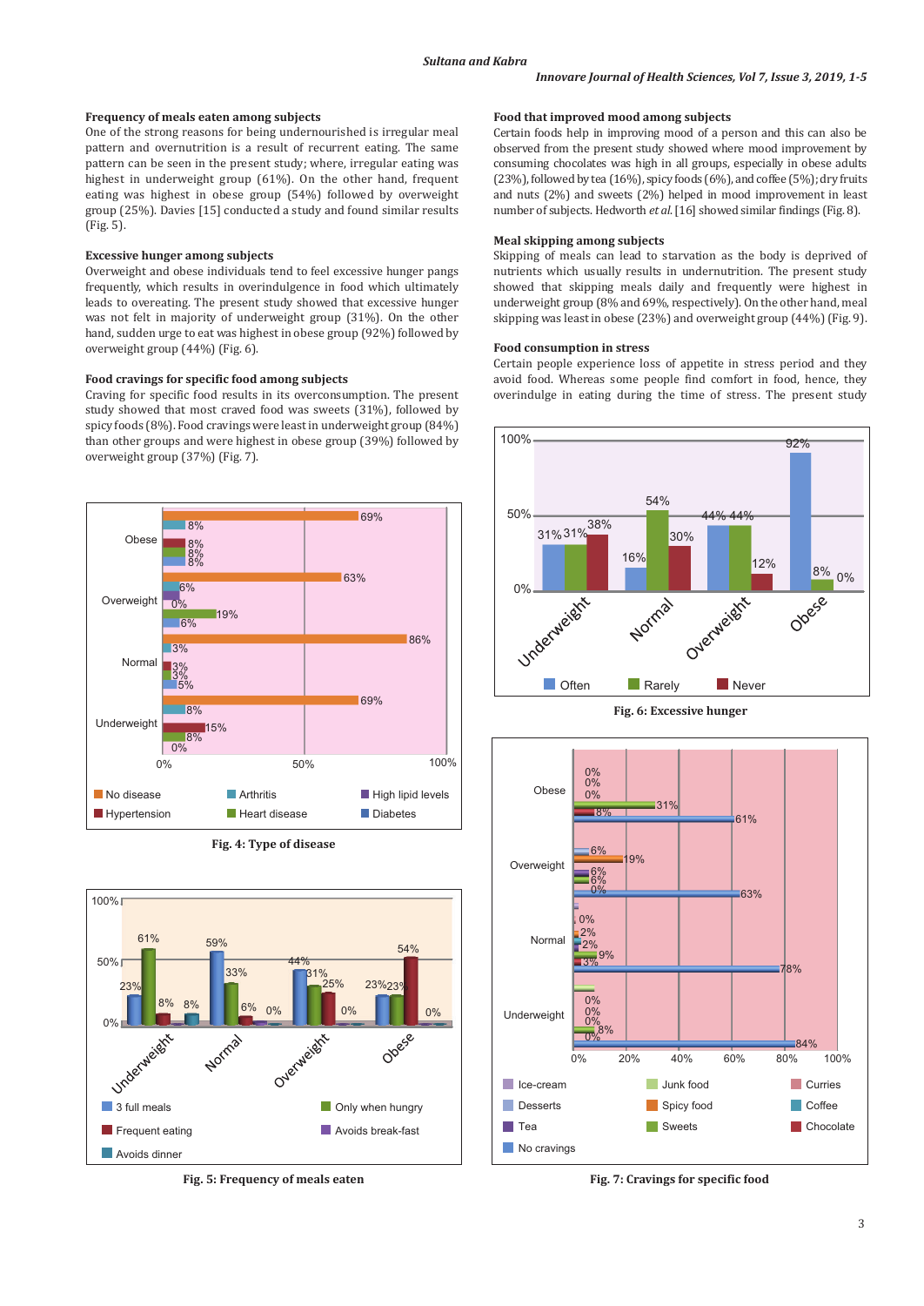### Frequency of meals eaten among subjects

One of the strong reasons for being undernourished is irregular meal pattern and overnutrition is a result of recurrent eating. The same pattern can be seen in the present study; where, irregular eating was highest in underweight group (61%). On the other hand, frequent eating was highest in obese group (54%) followed by overweight group (25%). Davies [15] conducted a study and found similar results (Fig. 5).

### Excessive hunger among subjects

Overweight and obese individuals tend to feel excessive hunger pangs frequently, which results in overindulgence in food which ultimately leads to overeating. The present study showed that excessive hunger was not felt in majority of underweight group (31%). On the other hand, sudden urge to eat was highest in obese group (92%) followed by overweight group (44%) (Fig. 6).

### Food cravings for specific food among subjects

Craving for specific food results in its overconsumption. The present study showed that most craved food was sweets (31%), followed by spicy foods (8%). Food cravings were least in underweight group (84%) than other groups and were highest in obese group (39%) followed by overweight group (37%) (Fig. 7).

Fig. 4: Type of disease

Fig. 5: Frequency of meals eaten

### Food that improved mood among subjects

Certain foods help in improving mood of a person and this can also be observed from the present study where mood improvement by consuming chocolates was high in all groups, especially in obese adults (23%), followed by tea (16%), spicy foods (6%), and coffee (5%); dry fruits and nuts (2%) and sweets (2%) helped in mood improvement in least number of subjects. Hedworth *et al.* [16] showed similar findings (Fig. 8).

### Meal skipping among subjects

Skipping of meals can lead to starvation as the body is deprived of nutrients which usually results in undernutrition. The present study showed that skipping meals daily and frequently were highest in underweight group (8% and 69%, respectively). On the other hand, meal skipping was least in obese (23%) and overweight group (44%) (Fig. 9).

### Food consumption in stress

Certain people experience loss of appetite in stress period and they avoid food. Whereas some people find comfort in food, hence, they overindulge in eating during the time of stress. The present study

Fig. 6: Excessive hunger

Fig. 7: Cravings for specific food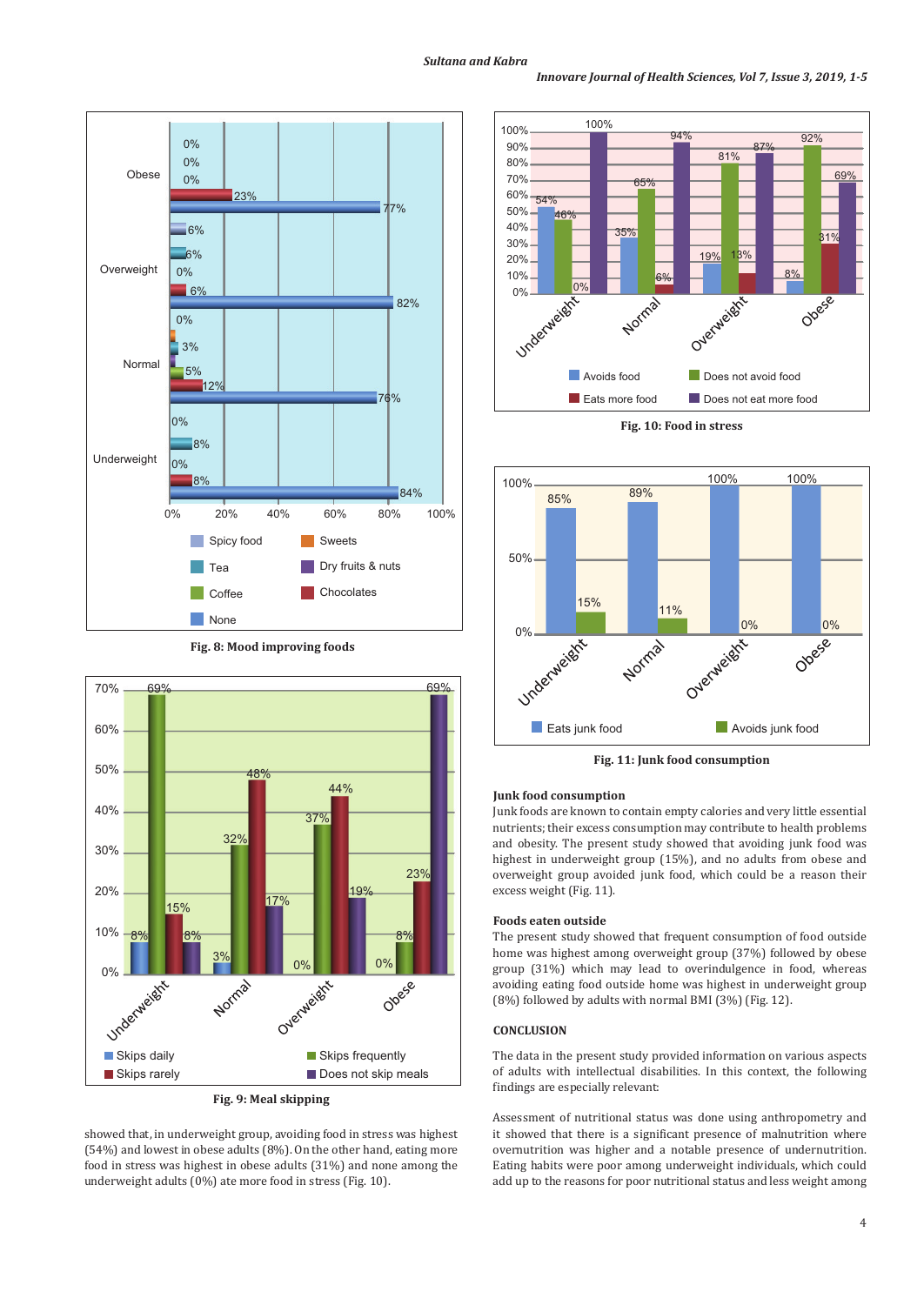Fig. 8: Mood improving foods

Fig. 9: Meal skipping

showed that, in underweight group, avoiding food in stress was highest (54%) and lowest in obese adults (8%). On the other hand, eating more food in stress was highest in obese adults (31%) and none among the underweight adults (0%) ate more food in stress (Fig. 10).

Fig. 10: Food in stress

Fig. 11: Junk food consumption

### Junk food consumption

Junk foods are known to contain empty calories and very little essential nutrients; their excess consumption may contribute to health problems and obesity. The present study showed that avoiding junk food was highest in underweight group (15%), and no adults from obese and overweight group avoided junk food, which could be a reason their excess weight (Fig. 11).

### Foods eaten outside

The present study showed that frequent consumption of food outside home was highest among overweight group (37%) followed by obese group (31%) which may lead to overindulgence in food, whereas avoiding eating food outside home was highest in underweight group (8%) followed by adults with normal BMI (3%) (Fig. 12).

## CONCLUSION

The data in the present study provided information on various aspects of adults with intellectual disabilities. In this context, the following findings are especially relevant:

Assessment of nutritional status was done using anthropometry and it showed that there is a significant presence of malnutrition where overnutrition was higher and a notable presence of undernutrition. Eating habits were poor among underweight individuals, which could add up to the reasons for poor nutritional status and less weight among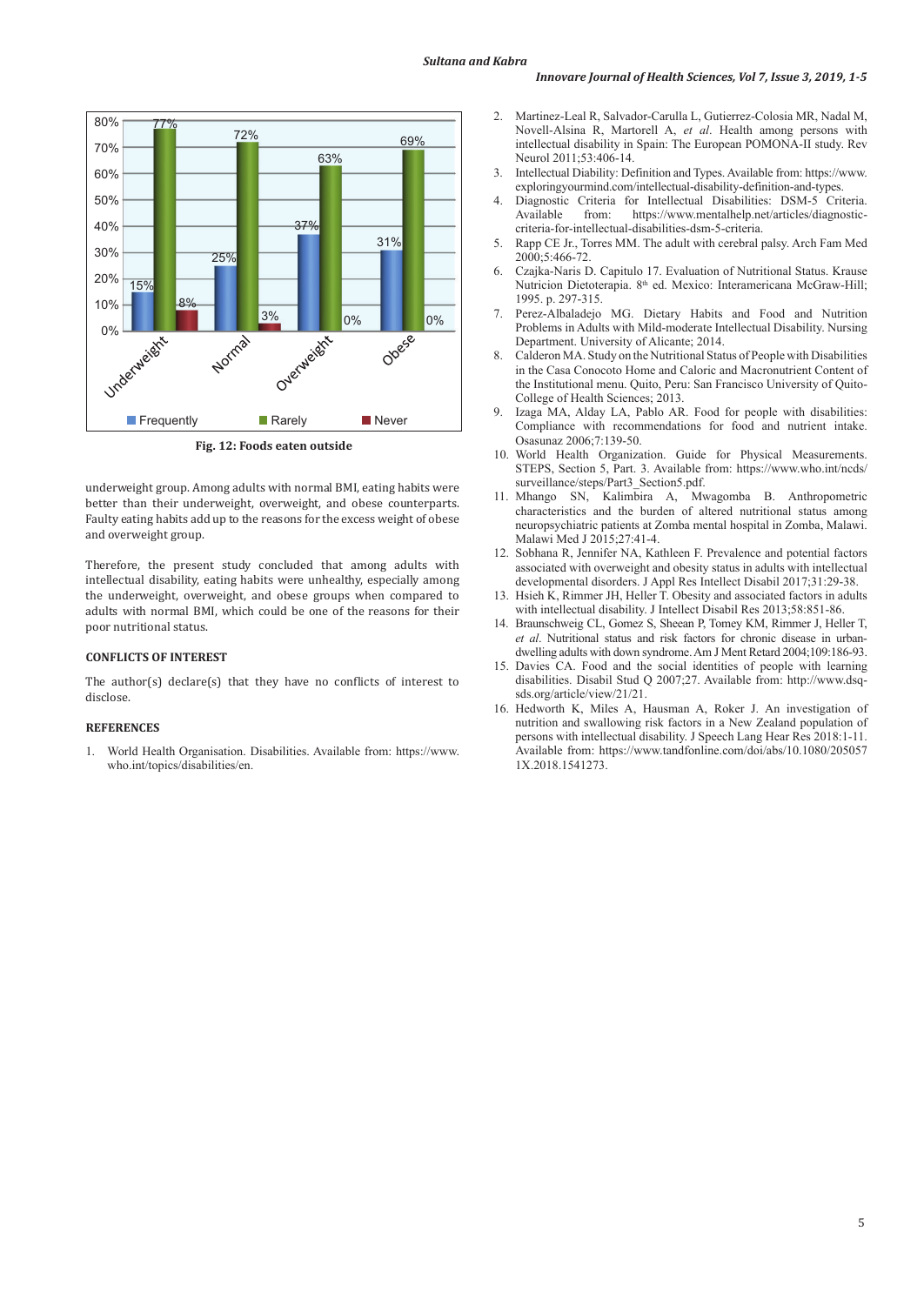80%
70%
60%
50%
40%
30%
20%
10%
0%

77%
72%
63%
69%
37%
31%
25%
15%
8%
3%
0%
0%

Underweight
Normal
Overweight
Obese

Frequently
Rarely
Never

**Fig. 12: Foods eaten outside**

underweight group. Among adults with normal BMI, eating habits were better than their underweight, overweight, and obese counterparts. Faulty eating habits add up to the reasons for the excess weight of obese and overweight group.

Therefore, the present study concluded that among adults with intellectual disability, eating habits were unhealthy, especially among the underweight, overweight, and obese groups when compared to adults with normal BMI, which could be one of the reasons for their poor nutritional status.

## CONFLICTS OF INTEREST

The author(s) declare(s) that they have no conflicts of interest to disclose.

## REFERENCES

1. World Health Organisation. Disabilities. Available from: https://www.who.int/topics/disabilities/en.
2. Martinez-Leal R, Salvador-Carulla L, Gutierrez-Colosia MR, Nadal M, Novell-Alsina R, Martorell A, *et al*. Health among persons with intellectual disability in Spain: The European POMONA-II study. Rev Neurol 2011;53:406-14.
3. Intellectual Diability: Definition and Types. Available from: https://www.exploringyourmind.com/intellectual-disability-definition-and-types.
4. Diagnostic Criteria for Intellectual Disabilities: DSM-5 Criteria. Available from: https://www.mentalhelp.net/articles/diagnostic-criteria-for-intellectual-disabilities-dsm-5-criteria.
5. Rapp CE Jr., Torres MM. The adult with cerebral palsy. Arch Fam Med 2000;5:466-72.
6. Czajka-Naris D. Capitulo 17. Evaluation of Nutritional Status. Krause Nutricion Dietoterapia. 8th ed. Mexico: Interamericana McGraw-Hill; 1995. p. 297-315.
7. Perez-Albaladejo MG. Dietary Habits and Food and Nutrition Problems in Adults with Mild-moderate Intellectual Disability. Nursing Department. University of Alicante; 2014.
8. Calderon MA. Study on the Nutritional Status of People with Disabilities in the Casa Conocoto Home and Caloric and Macronutrient Content of the Institutional menu. Quito, Peru: San Francisco University of Quito-College of Health Sciences; 2013.
9. Izaga MA, Alday LA, Pablo AR. Food for people with disabilities: Compliance with recommendations for food and nutrient intake. Osasunaz 2006;7:139-50.
10. World Health Organization. Guide for Physical Measurements. STEPS, Section 5, Part. 3. Available from: https://www.who.int/ncds/surveillance/steps/Part3_Section5.pdf.
11. Mhango SN, Kalimbira A, Mwagomba B. Anthropometric characteristics and the burden of altered nutritional status among neuropsychiatric patients at Zomba mental hospital in Zomba, Malawi. Malawi Med J 2015;27:41-4.
12. Sobhana R, Jennifer NA, Kathleen F. Prevalence and potential factors associated with overweight and obesity status in adults with intellectual developmental disorders. J Appl Res Intellect Disabil 2017;31:29-38.
13. Hsieh K, Rimmer JH, Heller T. Obesity and associated factors in adults with intellectual disability. J Intellect Disabil Res 2013;58:851-86.
14. Braunschweig CL, Gomez S, Sheean P, Tomey KM, Rimmer J, Heller T, *et al*. Nutritional status and risk factors for chronic disease in urban-dwelling adults with down syndrome. Am J Ment Retard 2004;109:186-93.
15. Davies CA. Food and the social identities of people with learning disabilities. Disabil Stud Q 2007;27. Available from: http://www.dsq-sds.org/article/view/21/21.
16. Hedworth K, Miles A, Hausman A, Roker J. An investigation of nutrition and swallowing risk factors in a New Zealand population of persons with intellectual disability. J Speech Lang Hear Res 2018:1-11. Available from: https://www.tandfonline.com/doi/abs/10.1080/2050571X.2018.1541273.